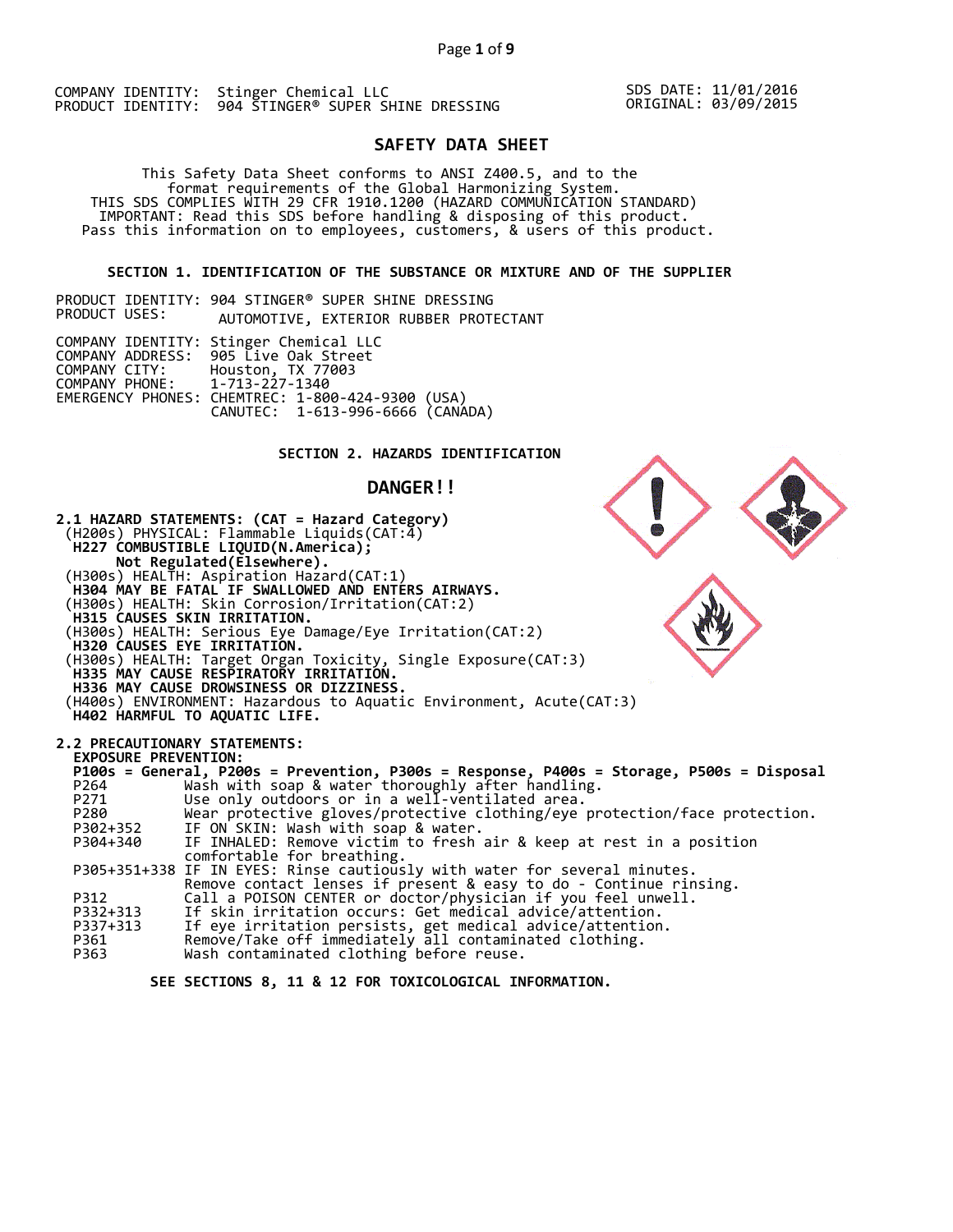COMPANY IDENTITY: Stinger Chemical LLC
PRODUCT IDENTITY: 904 STINGER® SUPER SHINE DRESSING

SDS DATE: 11/01/2016
ORIGINAL: 03/09/2015

# SAFETY DATA SHEET

This Safety Data Sheet conforms to ANSI Z400.5, and to the format requirements of the Global Harmonizing System.
THIS SDS COMPLIES WITH 29 CFR 1910.1200 (HAZARD COMMUNICATION STANDARD)
IMPORTANT: Read this SDS before handling & disposing of this product.
Pass this information on to employees, customers, & users of this product.

## SECTION 1. IDENTIFICATION OF THE SUBSTANCE OR MIXTURE AND OF THE SUPPLIER

PRODUCT IDENTITY: 904 STINGER® SUPER SHINE DRESSING
PRODUCT USES: AUTOMOTIVE, EXTERIOR RUBBER PROTECTANT

COMPANY IDENTITY: Stinger Chemical LLC
COMPANY ADDRESS: 905 Live Oak Street
COMPANY CITY: Houston, TX 77003
COMPANY PHONE: 1-713-227-1340
EMERGENCY PHONES: CHEMTREC: 1-800-424-9300 (USA)
CANUTEC: 1-613-996-6666 (CANADA)

## SECTION 2. HAZARDS IDENTIFICATION

### DANGER!!

**2.1 HAZARD STATEMENTS: (CAT = Hazard Category)**

(H200s) PHYSICAL: Flammable Liquids(CAT:4)
**H227 COMBUSTIBLE LIQUID(N.America); Not Regulated(Elsewhere).**
(H300s) HEALTH: Aspiration Hazard(CAT:1)
**H304 MAY BE FATAL IF SWALLOWED AND ENTERS AIRWAYS.**
(H300s) HEALTH: Skin Corrosion/Irritation(CAT:2)
**H315 CAUSES SKIN IRRITATION.**
(H300s) HEALTH: Serious Eye Damage/Eye Irritation(CAT:2)
**H320 CAUSES EYE IRRITATION.**
(H300s) HEALTH: Target Organ Toxicity, Single Exposure(CAT:3)
**H335 MAY CAUSE RESPIRATORY IRRITATION.**
**H336 MAY CAUSE DROWSINESS OR DIZZINESS.**
(H400s) ENVIRONMENT: Hazardous to Aquatic Environment, Acute(CAT:3)
**H402 HARMFUL TO AQUATIC LIFE.**

**2.2 PRECAUTIONARY STATEMENTS:**

**EXPOSURE PREVENTION:**

**P100s = General, P200s = Prevention, P300s = Response, P400s = Storage, P500s = Disposal**

| Code | Statement |
|---|---|
| P264 | Wash with soap & water thoroughly after handling. |
| P271 | Use only outdoors or in a well-ventilated area. |
| P280 | Wear protective gloves/protective clothing/eye protection/face protection. |
| P302+352 | IF ON SKIN: Wash with soap & water. |
| P304+340 | IF INHALED: Remove victim to fresh air & keep at rest in a position comfortable for breathing. |
| P305+351+338 | IF IN EYES: Rinse cautiously with water for several minutes. Remove contact lenses if present & easy to do - Continue rinsing. |
| P312 | Call a POISON CENTER or doctor/physician if you feel unwell. |
| P332+313 | If skin irritation occurs: Get medical advice/attention. |
| P337+313 | If eye irritation persists, get medical advice/attention. |
| P361 | Remove/Take off immediately all contaminated clothing. |
| P363 | Wash contaminated clothing before reuse. |

**SEE SECTIONS 8, 11 & 12 FOR TOXICOLOGICAL INFORMATION.**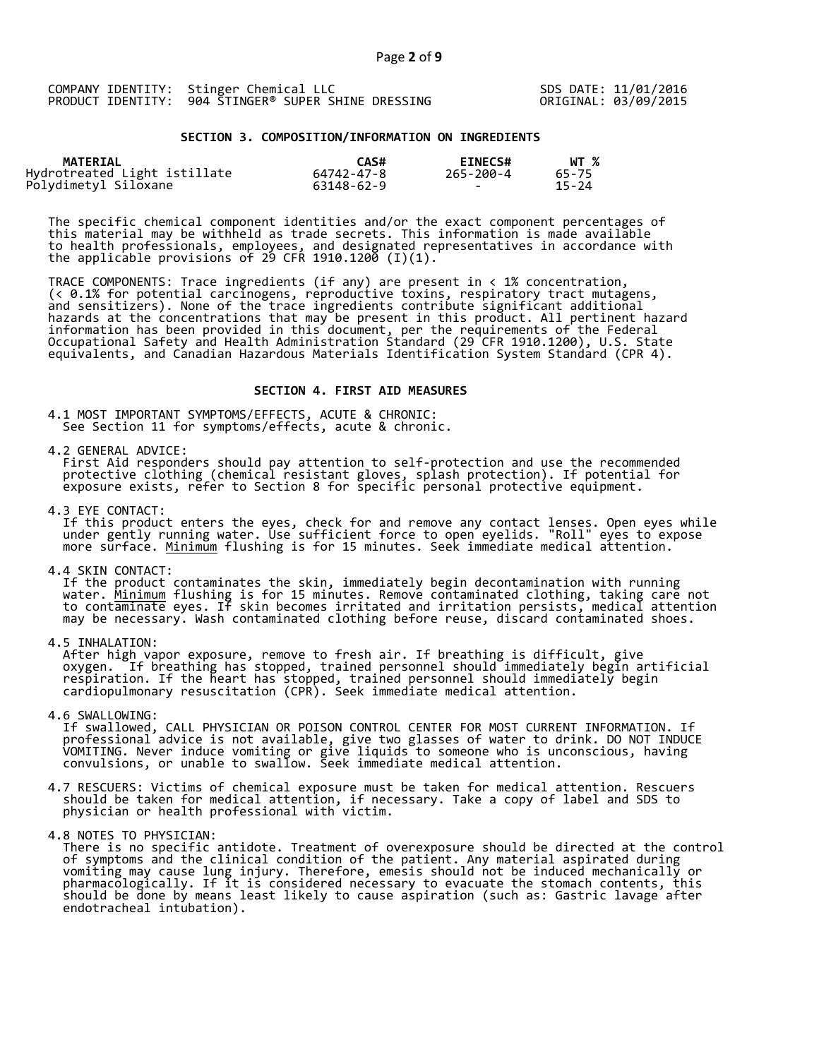COMPANY IDENTITY: Stinger Chemical LLC
PRODUCT IDENTITY: 904 STINGER® SUPER SHINE DRESSING

SDS DATE: 11/01/2016
ORIGINAL: 03/09/2015

## SECTION 3. COMPOSITION/INFORMATION ON INGREDIENTS

| MATERIAL | CAS# | EINECS# | WT % |
|---|---|---|---|
| Hydrotreated Light istillate | 64742-47-8 | 265-200-4 | 65-75 |
| Polydimetyl Siloxane | 63148-62-9 | - | 15-24 |

The specific chemical component identities and/or the exact component percentages of this material may be withheld as trade secrets. This information is made available to health professionals, employees, and designated representatives in accordance with the applicable provisions of 29 CFR 1910.1200 (I)(1).

TRACE COMPONENTS: Trace ingredients (if any) are present in < 1% concentration, (< 0.1% for potential carcinogens, reproductive toxins, respiratory tract mutagens, and sensitizers). None of the trace ingredients contribute significant additional hazards at the concentrations that may be present in this product. All pertinent hazard information has been provided in this document, per the requirements of the Federal Occupational Safety and Health Administration Standard (29 CFR 1910.1200), U.S. State equivalents, and Canadian Hazardous Materials Identification System Standard (CPR 4).

## SECTION 4. FIRST AID MEASURES

4.1 MOST IMPORTANT SYMPTOMS/EFFECTS, ACUTE & CHRONIC:
See Section 11 for symptoms/effects, acute & chronic.

4.2 GENERAL ADVICE:
First Aid responders should pay attention to self-protection and use the recommended protective clothing (chemical resistant gloves, splash protection). If potential for exposure exists, refer to Section 8 for specific personal protective equipment.

4.3 EYE CONTACT:
If this product enters the eyes, check for and remove any contact lenses. Open eyes while under gently running water. Use sufficient force to open eyelids. "Roll" eyes to expose more surface. Minimum flushing is for 15 minutes. Seek immediate medical attention.

4.4 SKIN CONTACT:
If the product contaminates the skin, immediately begin decontamination with running water. Minimum flushing is for 15 minutes. Remove contaminated clothing, taking care not to contaminate eyes. If skin becomes irritated and irritation persists, medical attention may be necessary. Wash contaminated clothing before reuse, discard contaminated shoes.

4.5 INHALATION:
After high vapor exposure, remove to fresh air. If breathing is difficult, give oxygen. If breathing has stopped, trained personnel should immediately begin artificial respiration. If the heart has stopped, trained personnel should immediately begin cardiopulmonary resuscitation (CPR). Seek immediate medical attention.

4.6 SWALLOWING:
If swallowed, CALL PHYSICIAN OR POISON CONTROL CENTER FOR MOST CURRENT INFORMATION. If professional advice is not available, give two glasses of water to drink. DO NOT INDUCE VOMITING. Never induce vomiting or give liquids to someone who is unconscious, having convulsions, or unable to swallow. Seek immediate medical attention.

4.7 RESCUERS: Victims of chemical exposure must be taken for medical attention. Rescuers should be taken for medical attention, if necessary. Take a copy of label and SDS to physician or health professional with victim.

4.8 NOTES TO PHYSICIAN:
There is no specific antidote. Treatment of overexposure should be directed at the control of symptoms and the clinical condition of the patient. Any material aspirated during vomiting may cause lung injury. Therefore, emesis should not be induced mechanically or pharmacologically. If it is considered necessary to evacuate the stomach contents, this should be done by means least likely to cause aspiration (such as: Gastric lavage after endotracheal intubation).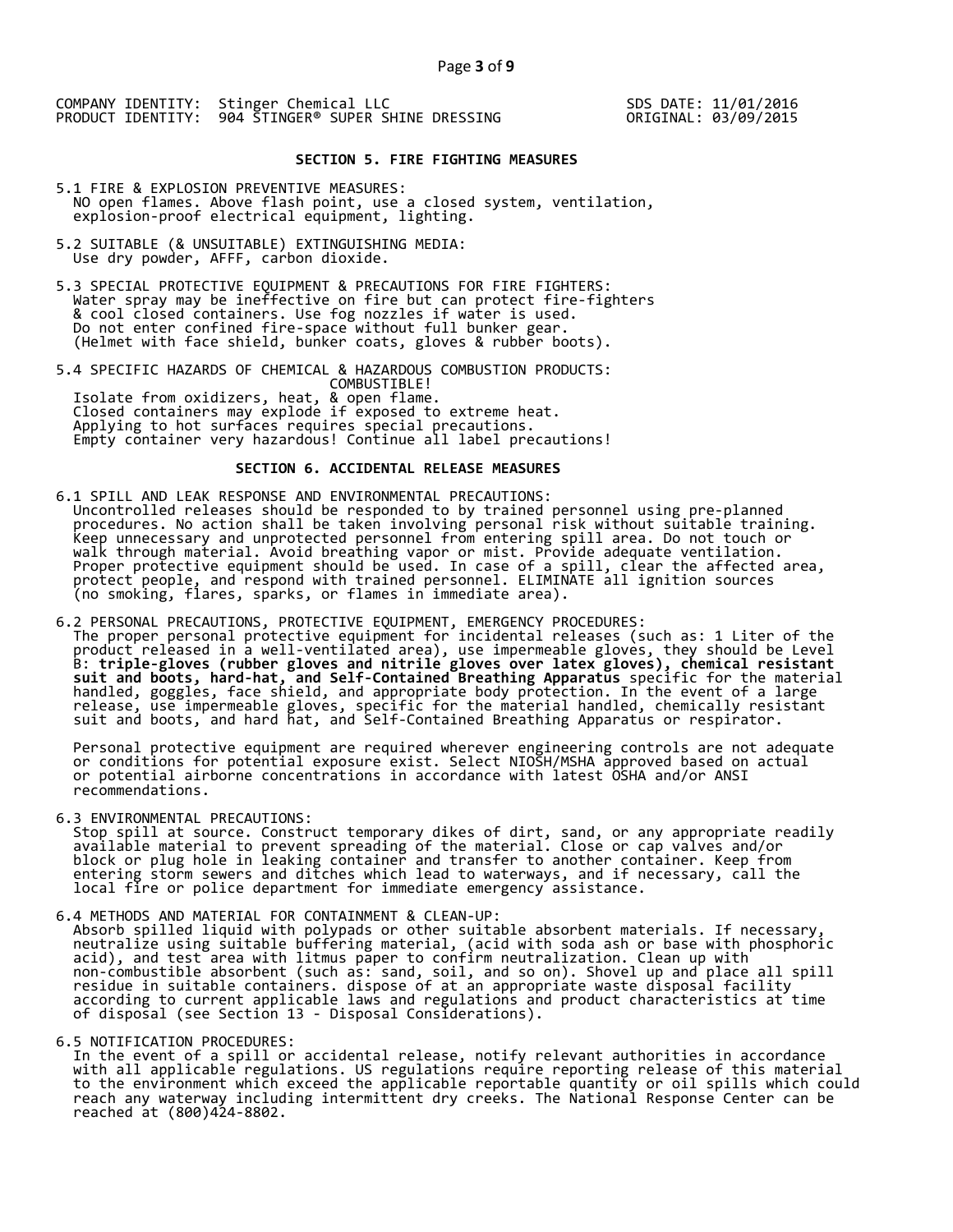COMPANY IDENTITY: Stinger Chemical LLC
PRODUCT IDENTITY: 904 STINGER® SUPER SHINE DRESSING

SDS DATE: 11/01/2016
ORIGINAL: 03/09/2015

## SECTION 5. FIRE FIGHTING MEASURES

5.1 FIRE & EXPLOSION PREVENTIVE MEASURES:
NO open flames. Above flash point, use a closed system, ventilation, explosion-proof electrical equipment, lighting.

5.2 SUITABLE (& UNSUITABLE) EXTINGUISHING MEDIA:
Use dry powder, AFFF, carbon dioxide.

5.3 SPECIAL PROTECTIVE EQUIPMENT & PRECAUTIONS FOR FIRE FIGHTERS:
Water spray may be ineffective on fire but can protect fire-fighters & cool closed containers. Use fog nozzles if water is used. Do not enter confined fire-space without full bunker gear. (Helmet with face shield, bunker coats, gloves & rubber boots).

5.4 SPECIFIC HAZARDS OF CHEMICAL & HAZARDOUS COMBUSTION PRODUCTS:
COMBUSTIBLE!
Isolate from oxidizers, heat, & open flame.
Closed containers may explode if exposed to extreme heat.
Applying to hot surfaces requires special precautions.
Empty container very hazardous! Continue all label precautions!

## SECTION 6. ACCIDENTAL RELEASE MEASURES

6.1 SPILL AND LEAK RESPONSE AND ENVIRONMENTAL PRECAUTIONS:
Uncontrolled releases should be responded to by trained personnel using pre-planned procedures. No action shall be taken involving personal risk without suitable training. Keep unnecessary and unprotected personnel from entering spill area. Do not touch or walk through material. Avoid breathing vapor or mist. Provide adequate ventilation. Proper protective equipment should be used. In case of a spill, clear the affected area, protect people, and respond with trained personnel. ELIMINATE all ignition sources (no smoking, flares, sparks, or flames in immediate area).

6.2 PERSONAL PRECAUTIONS, PROTECTIVE EQUIPMENT, EMERGENCY PROCEDURES:
The proper personal protective equipment for incidental releases (such as: 1 Liter of the product released in a well-ventilated area), use impermeable gloves, they should be Level B: **triple-gloves (rubber gloves and nitrile gloves over latex gloves), chemical resistant suit and boots, hard-hat, and Self-Contained Breathing Apparatus** specific for the material handled, goggles, face shield, and appropriate body protection. In the event of a large release, use impermeable gloves, specific for the material handled, chemically resistant suit and boots, and hard hat, and Self-Contained Breathing Apparatus or respirator.

Personal protective equipment are required wherever engineering controls are not adequate or conditions for potential exposure exist. Select NIOSH/MSHA approved based on actual or potential airborne concentrations in accordance with latest OSHA and/or ANSI recommendations.

6.3 ENVIRONMENTAL PRECAUTIONS:
Stop spill at source. Construct temporary dikes of dirt, sand, or any appropriate readily available material to prevent spreading of the material. Close or cap valves and/or block or plug hole in leaking container and transfer to another container. Keep from entering storm sewers and ditches which lead to waterways, and if necessary, call the local fire or police department for immediate emergency assistance.

6.4 METHODS AND MATERIAL FOR CONTAINMENT & CLEAN-UP:
Absorb spilled liquid with polypads or other suitable absorbent materials. If necessary, neutralize using suitable buffering material, (acid with soda ash or base with phosphoric acid), and test area with litmus paper to confirm neutralization. Clean up with non-combustible absorbent (such as: sand, soil, and so on). Shovel up and place all spill residue in suitable containers. dispose of at an appropriate waste disposal facility according to current applicable laws and regulations and product characteristics at time of disposal (see Section 13 - Disposal Considerations).

6.5 NOTIFICATION PROCEDURES:
In the event of a spill or accidental release, notify relevant authorities in accordance with all applicable regulations. US regulations require reporting release of this material to the environment which exceed the applicable reportable quantity or oil spills which could reach any waterway including intermittent dry creeks. The National Response Center can be reached at (800)424-8802.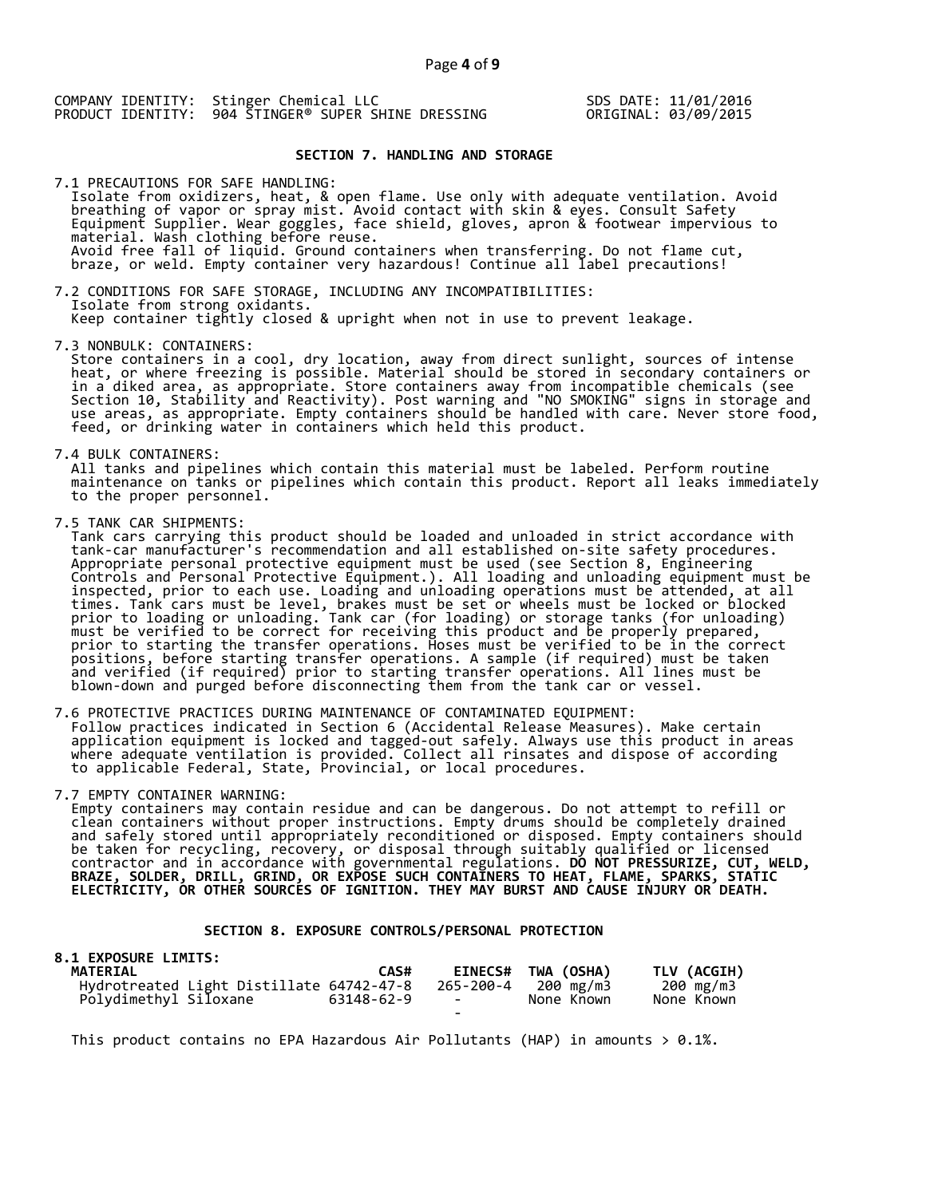COMPANY IDENTITY: Stinger Chemical LLC
PRODUCT IDENTITY: 904 STINGER® SUPER SHINE DRESSING

SDS DATE: 11/01/2016
ORIGINAL: 03/09/2015

## SECTION 7. HANDLING AND STORAGE

7.1 PRECAUTIONS FOR SAFE HANDLING:
Isolate from oxidizers, heat, & open flame. Use only with adequate ventilation. Avoid breathing of vapor or spray mist. Avoid contact with skin & eyes. Consult Safety Equipment Supplier. Wear goggles, face shield, gloves, apron & footwear impervious to material. Wash clothing before reuse.
Avoid free fall of liquid. Ground containers when transferring. Do not flame cut, braze, or weld. Empty container very hazardous! Continue all label precautions!

7.2 CONDITIONS FOR SAFE STORAGE, INCLUDING ANY INCOMPATIBILITIES:
Isolate from strong oxidants.
Keep container tightly closed & upright when not in use to prevent leakage.

7.3 NONBULK: CONTAINERS:
Store containers in a cool, dry location, away from direct sunlight, sources of intense heat, or where freezing is possible. Material should be stored in secondary containers or in a diked area, as appropriate. Store containers away from incompatible chemicals (see Section 10, Stability and Reactivity). Post warning and "NO SMOKING" signs in storage and use areas, as appropriate. Empty containers should be handled with care. Never store food, feed, or drinking water in containers which held this product.

7.4 BULK CONTAINERS:
All tanks and pipelines which contain this material must be labeled. Perform routine maintenance on tanks or pipelines which contain this product. Report all leaks immediately to the proper personnel.

7.5 TANK CAR SHIPMENTS:
Tank cars carrying this product should be loaded and unloaded in strict accordance with tank-car manufacturer's recommendation and all established on-site safety procedures. Appropriate personal protective equipment must be used (see Section 8, Engineering Controls and Personal Protective Equipment.). All loading and unloading equipment must be inspected, prior to each use. Loading and unloading operations must be attended, at all times. Tank cars must be level, brakes must be set or wheels must be locked or blocked prior to loading or unloading. Tank car (for loading) or storage tanks (for unloading) must be verified to be correct for receiving this product and be properly prepared, prior to starting the transfer operations. Hoses must be verified to be in the correct positions, before starting transfer operations. A sample (if required) must be taken and verified (if required) prior to starting transfer operations. All lines must be blown-down and purged before disconnecting them from the tank car or vessel.

7.6 PROTECTIVE PRACTICES DURING MAINTENANCE OF CONTAMINATED EQUIPMENT:
Follow practices indicated in Section 6 (Accidental Release Measures). Make certain application equipment is locked and tagged-out safely. Always use this product in areas where adequate ventilation is provided. Collect all rinsates and dispose of according to applicable Federal, State, Provincial, or local procedures.

7.7 EMPTY CONTAINER WARNING:
Empty containers may contain residue and can be dangerous. Do not attempt to refill or clean containers without proper instructions. Empty drums should be completely drained and safely stored until appropriately reconditioned or disposed. Empty containers should be taken for recycling, recovery, or disposal through suitably qualified or licensed contractor and in accordance with governmental regulations. **DO NOT PRESSURIZE, CUT, WELD, BRAZE, SOLDER, DRILL, GRIND, OR EXPOSE SUCH CONTAINERS TO HEAT, FLAME, SPARKS, STATIC ELECTRICITY, OR OTHER SOURCES OF IGNITION. THEY MAY BURST AND CAUSE INJURY OR DEATH.**

## SECTION 8. EXPOSURE CONTROLS/PERSONAL PROTECTION

**8.1 EXPOSURE LIMITS:**

| MATERIAL | CAS# | EINECS# | TWA (OSHA) | TLV (ACGIH) |
|---|---|---|---|---|
| Hydrotreated Light Distillate | 64742-47-8 | 265-200-4 | 200 mg/m3 | 200 mg/m3 |
| Polydimethyl Siloxane | 63148-62-9 | - - | None Known | None Known |

This product contains no EPA Hazardous Air Pollutants (HAP) in amounts > 0.1%.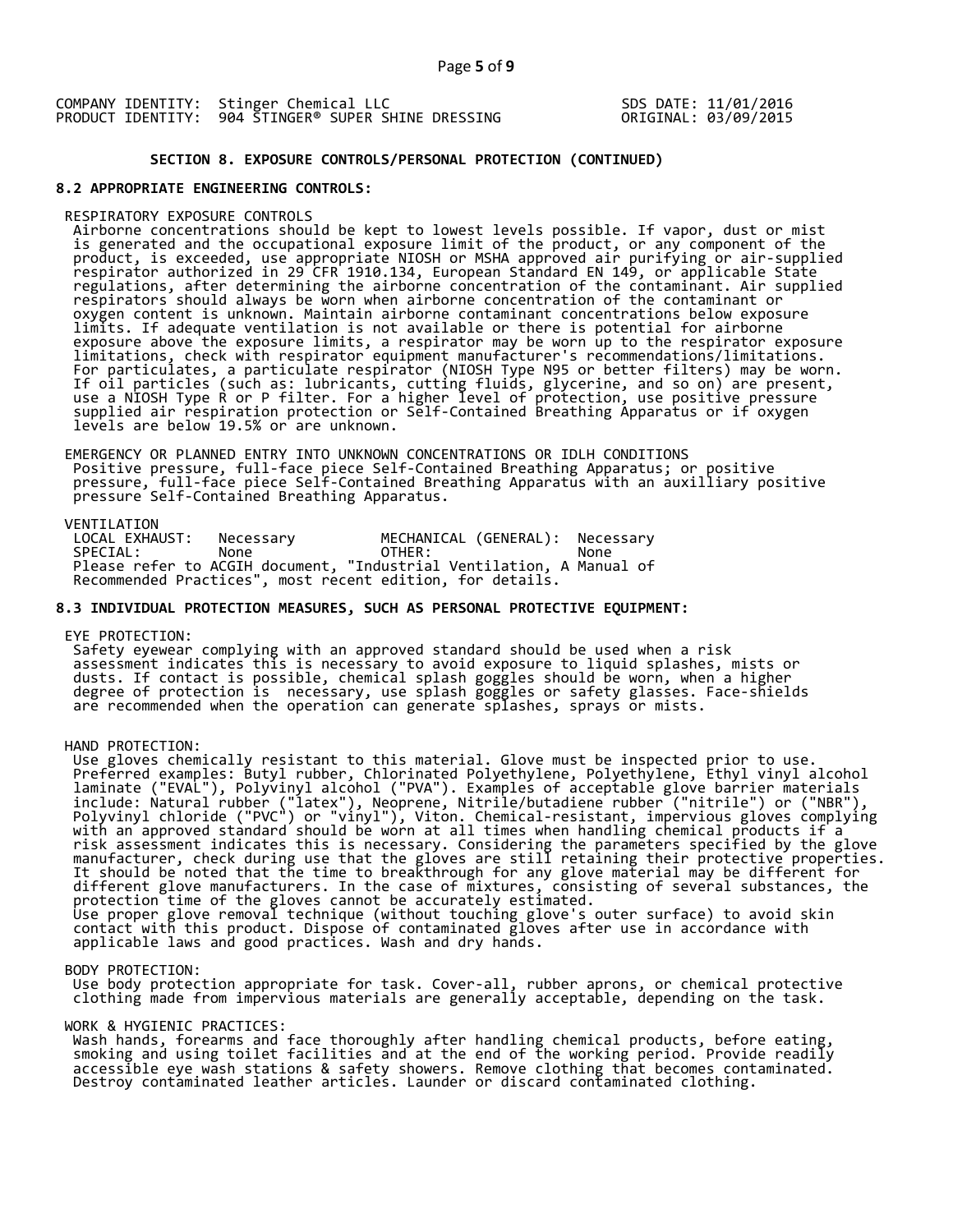COMPANY IDENTITY: Stinger Chemical LLC
PRODUCT IDENTITY: 904 STINGER® SUPER SHINE DRESSING

SDS DATE: 11/01/2016
ORIGINAL: 03/09/2015

## SECTION 8. EXPOSURE CONTROLS/PERSONAL PROTECTION (CONTINUED)

### 8.2 APPROPRIATE ENGINEERING CONTROLS:

RESPIRATORY EXPOSURE CONTROLS

Airborne concentrations should be kept to lowest levels possible. If vapor, dust or mist is generated and the occupational exposure limit of the product, or any component of the product, is exceeded, use appropriate NIOSH or MSHA approved air purifying or air-supplied respirator authorized in 29 CFR 1910.134, European Standard EN 149, or applicable State regulations, after determining the airborne concentration of the contaminant. Air supplied respirators should always be worn when airborne concentration of the contaminant or oxygen content is unknown. Maintain airborne contaminant concentrations below exposure limits. If adequate ventilation is not available or there is potential for airborne exposure above the exposure limits, a respirator may be worn up to the respirator exposure limitations, check with respirator equipment manufacturer's recommendations/limitations. For particulates, a particulate respirator (NIOSH Type N95 or better filters) may be worn. If oil particles (such as: lubricants, cutting fluids, glycerine, and so on) are present, use a NIOSH Type R or P filter. For a higher level of protection, use positive pressure supplied air respiration protection or Self-Contained Breathing Apparatus or if oxygen levels are below 19.5% or are unknown.

EMERGENCY OR PLANNED ENTRY INTO UNKNOWN CONCENTRATIONS OR IDLH CONDITIONS

Positive pressure, full-face piece Self-Contained Breathing Apparatus; or positive pressure, full-face piece Self-Contained Breathing Apparatus with an auxilliary positive pressure Self-Contained Breathing Apparatus.

VENTILATION

| | | | |
|---|---|---|---|
| LOCAL EXHAUST: | Necessary | MECHANICAL (GENERAL): | Necessary |
| SPECIAL: | None | OTHER: | None |

Please refer to ACGIH document, "Industrial Ventilation, A Manual of Recommended Practices", most recent edition, for details.

### 8.3 INDIVIDUAL PROTECTION MEASURES, SUCH AS PERSONAL PROTECTIVE EQUIPMENT:

EYE PROTECTION:

Safety eyewear complying with an approved standard should be used when a risk assessment indicates this is necessary to avoid exposure to liquid splashes, mists or dusts. If contact is possible, chemical splash goggles should be worn, when a higher degree of protection is necessary, use splash goggles or safety glasses. Face-shields are recommended when the operation can generate splashes, sprays or mists.

HAND PROTECTION:

Use gloves chemically resistant to this material. Glove must be inspected prior to use. Preferred examples: Butyl rubber, Chlorinated Polyethylene, Polyethylene, Ethyl vinyl alcohol laminate ("EVAL"), Polyvinyl alcohol ("PVA"). Examples of acceptable glove barrier materials include: Natural rubber ("latex"), Neoprene, Nitrile/butadiene rubber ("nitrile") or ("NBR"), Polyvinyl chloride ("PVC") or "vinyl"), Viton. Chemical-resistant, impervious gloves complying with an approved standard should be worn at all times when handling chemical products if a risk assessment indicates this is necessary. Considering the parameters specified by the glove manufacturer, check during use that the gloves are still retaining their protective properties. It should be noted that the time to breakthrough for any glove material may be different for different glove manufacturers. In the case of mixtures, consisting of several substances, the protection time of the gloves cannot be accurately estimated.
Use proper glove removal technique (without touching glove's outer surface) to avoid skin contact with this product. Dispose of contaminated gloves after use in accordance with applicable laws and good practices. Wash and dry hands.

BODY PROTECTION:

Use body protection appropriate for task. Cover-all, rubber aprons, or chemical protective clothing made from impervious materials are generally acceptable, depending on the task.

WORK & HYGIENIC PRACTICES:

Wash hands, forearms and face thoroughly after handling chemical products, before eating, smoking and using toilet facilities and at the end of the working period. Provide readily accessible eye wash stations & safety showers. Remove clothing that becomes contaminated. Destroy contaminated leather articles. Launder or discard contaminated clothing.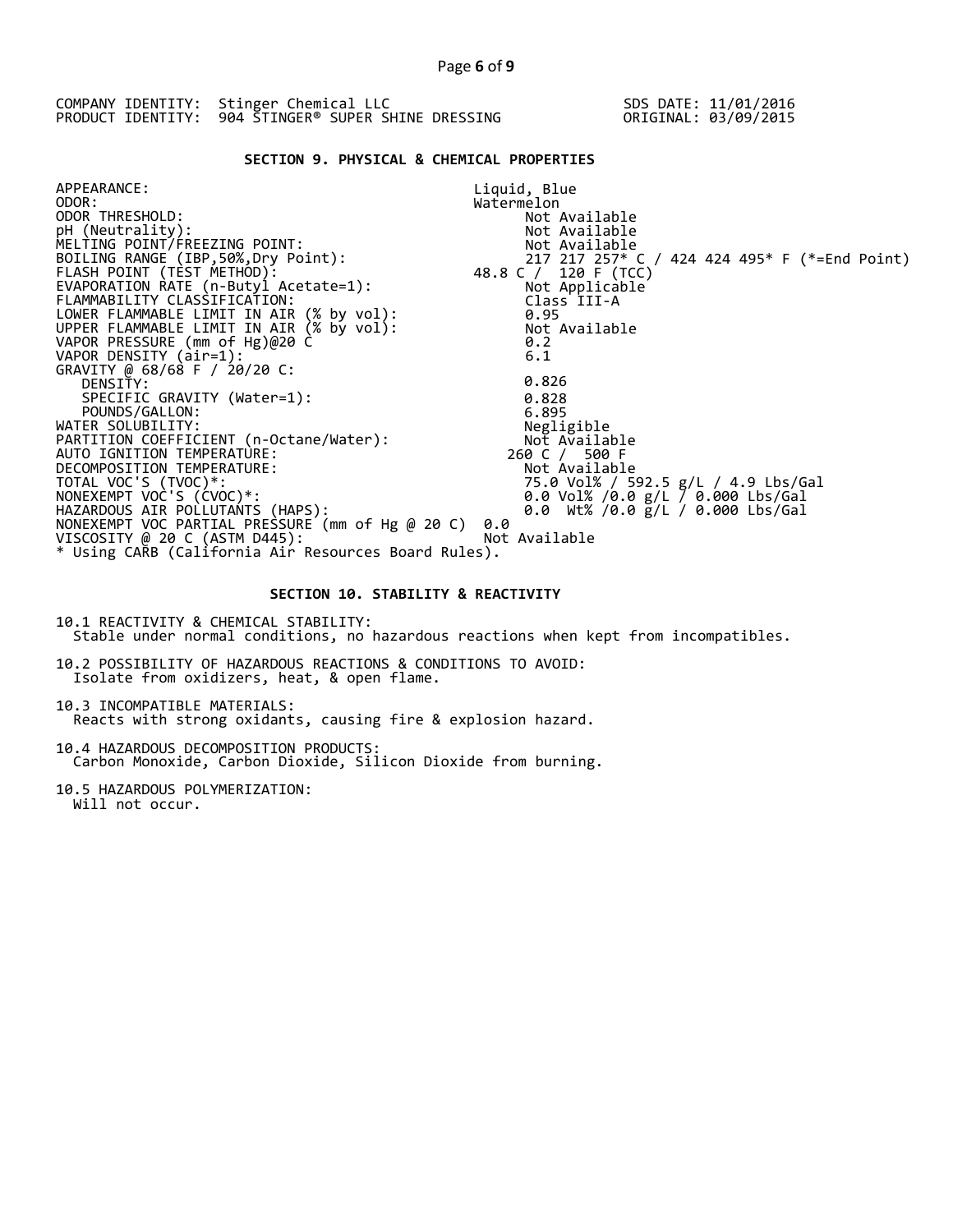COMPANY IDENTITY: Stinger Chemical LLC
PRODUCT IDENTITY: 904 STINGER® SUPER SHINE DRESSING

SDS DATE: 11/01/2016
ORIGINAL: 03/09/2015

## SECTION 9. PHYSICAL & CHEMICAL PROPERTIES

| Property | Value |
|---|---|
| APPEARANCE: | Liquid, Blue |
| ODOR: | Watermelon |
| ODOR THRESHOLD: | Not Available |
| pH (Neutrality): | Not Available |
| MELTING POINT/FREEZING POINT: | Not Available |
| BOILING RANGE (IBP,50%,Dry Point): | 217 217 257* C / 424 424 495* F (*=End Point) |
| FLASH POINT (TEST METHOD): | 48.8 C / 120 F (TCC) |
| EVAPORATION RATE (n-Butyl Acetate=1): | Not Applicable |
| FLAMMABILITY CLASSIFICATION: | Class III-A |
| LOWER FLAMMABLE LIMIT IN AIR (% by vol): | 0.95 |
| UPPER FLAMMABLE LIMIT IN AIR (% by vol): | Not Available |
| VAPOR PRESSURE (mm of Hg)@20 C | 0.2 |
| VAPOR DENSITY (air=1): | 6.1 |
| GRAVITY @ 68/68 F / 20/20 C: | |
| DENSITY: | 0.826 |
| SPECIFIC GRAVITY (Water=1): | 0.828 |
| POUNDS/GALLON: | 6.895 |
| WATER SOLUBILITY: | Negligible |
| PARTITION COEFFICIENT (n-Octane/Water): | Not Available |
| AUTO IGNITION TEMPERATURE: | 260 C / 500 F |
| DECOMPOSITION TEMPERATURE: | Not Available |
| TOTAL VOC'S (TVOC)*: | 75.0 Vol% / 592.5 g/L / 4.9 Lbs/Gal |
| NONEXEMPT VOC'S (CVOC)*: | 0.0 Vol% /0.0 g/L / 0.000 Lbs/Gal |
| HAZARDOUS AIR POLLUTANTS (HAPS): | 0.0 Wt% /0.0 g/L / 0.000 Lbs/Gal |
| NONEXEMPT VOC PARTIAL PRESSURE (mm of Hg @ 20 C) | 0.0 |
| VISCOSITY @ 20 C (ASTM D445): | Not Available |

* Using CARB (California Air Resources Board Rules).

## SECTION 10. STABILITY & REACTIVITY

10.1 REACTIVITY & CHEMICAL STABILITY:
Stable under normal conditions, no hazardous reactions when kept from incompatibles.

10.2 POSSIBILITY OF HAZARDOUS REACTIONS & CONDITIONS TO AVOID:
Isolate from oxidizers, heat, & open flame.

10.3 INCOMPATIBLE MATERIALS:
Reacts with strong oxidants, causing fire & explosion hazard.

10.4 HAZARDOUS DECOMPOSITION PRODUCTS:
Carbon Monoxide, Carbon Dioxide, Silicon Dioxide from burning.

10.5 HAZARDOUS POLYMERIZATION:
Will not occur.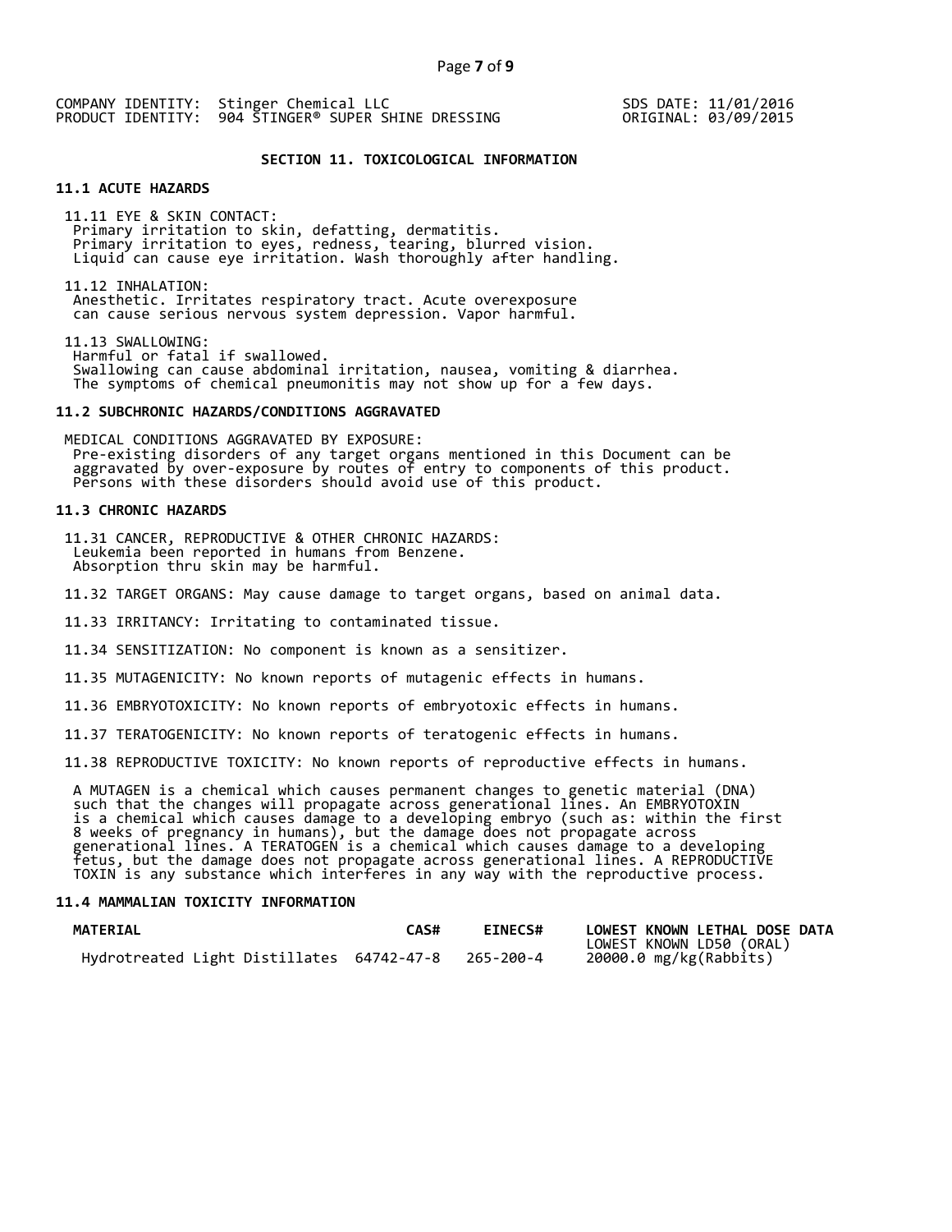COMPANY IDENTITY: Stinger Chemical LLC
PRODUCT IDENTITY: 904 STINGER® SUPER SHINE DRESSING

SDS DATE: 11/01/2016
ORIGINAL: 03/09/2015

## SECTION 11. TOXICOLOGICAL INFORMATION

### 11.1 ACUTE HAZARDS

11.11 EYE & SKIN CONTACT:
Primary irritation to skin, defatting, dermatitis.
Primary irritation to eyes, redness, tearing, blurred vision.
Liquid can cause eye irritation. Wash thoroughly after handling.

11.12 INHALATION:
Anesthetic. Irritates respiratory tract. Acute overexposure can cause serious nervous system depression. Vapor harmful.

11.13 SWALLOWING:
Harmful or fatal if swallowed.
Swallowing can cause abdominal irritation, nausea, vomiting & diarrhea.
The symptoms of chemical pneumonitis may not show up for a few days.

### 11.2 SUBCHRONIC HAZARDS/CONDITIONS AGGRAVATED

MEDICAL CONDITIONS AGGRAVATED BY EXPOSURE:
Pre-existing disorders of any target organs mentioned in this Document can be aggravated by over-exposure by routes of entry to components of this product. Persons with these disorders should avoid use of this product.

### 11.3 CHRONIC HAZARDS

11.31 CANCER, REPRODUCTIVE & OTHER CHRONIC HAZARDS:
Leukemia been reported in humans from Benzene.
Absorption thru skin may be harmful.

11.32 TARGET ORGANS: May cause damage to target organs, based on animal data.

11.33 IRRITANCY: Irritating to contaminated tissue.

11.34 SENSITIZATION: No component is known as a sensitizer.

11.35 MUTAGENICITY: No known reports of mutagenic effects in humans.

11.36 EMBRYOTOXICITY: No known reports of embryotoxic effects in humans.

11.37 TERATOGENICITY: No known reports of teratogenic effects in humans.

11.38 REPRODUCTIVE TOXICITY: No known reports of reproductive effects in humans.

A MUTAGEN is a chemical which causes permanent changes to genetic material (DNA) such that the changes will propagate across generational lines. An EMBRYOTOXIN is a chemical which causes damage to a developing embryo (such as: within the first 8 weeks of pregnancy in humans), but the damage does not propagate across generational lines. A TERATOGEN is a chemical which causes damage to a developing fetus, but the damage does not propagate across generational lines. A REPRODUCTIVE TOXIN is any substance which interferes in any way with the reproductive process.

### 11.4 MAMMALIAN TOXICITY INFORMATION

| MATERIAL | CAS# | EINECS# | LOWEST KNOWN LETHAL DOSE DATA LOWEST KNOWN LD50 (ORAL) |
|---|---|---|---|
| Hydrotreated Light Distillates | 64742-47-8 | 265-200-4 | 20000.0 mg/kg(Rabbits) |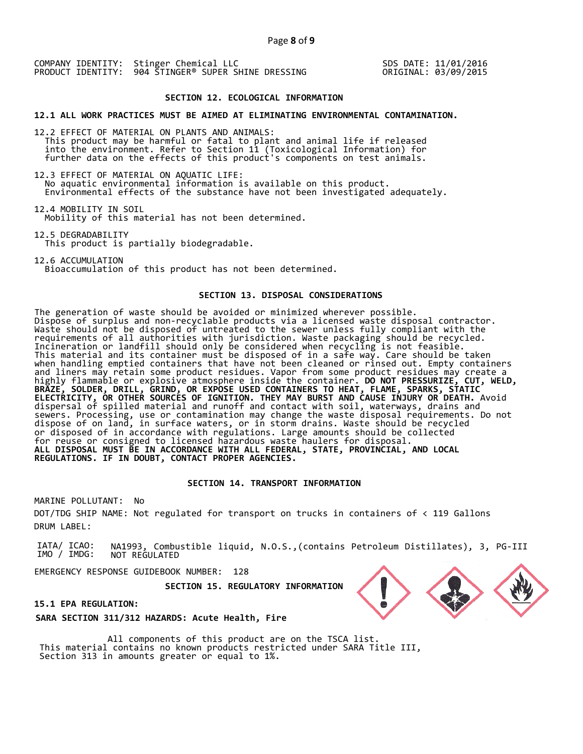COMPANY IDENTITY: Stinger Chemical LLC
PRODUCT IDENTITY: 904 STINGER® SUPER SHINE DRESSING

SDS DATE: 11/01/2016
ORIGINAL: 03/09/2015

## SECTION 12. ECOLOGICAL INFORMATION

**12.1 ALL WORK PRACTICES MUST BE AIMED AT ELIMINATING ENVIRONMENTAL CONTAMINATION.**

12.2 EFFECT OF MATERIAL ON PLANTS AND ANIMALS:
This product may be harmful or fatal to plant and animal life if released into the environment. Refer to Section 11 (Toxicological Information) for further data on the effects of this product's components on test animals.

12.3 EFFECT OF MATERIAL ON AQUATIC LIFE:
No aquatic environmental information is available on this product. Environmental effects of the substance have not been investigated adequately.

12.4 MOBILITY IN SOIL
Mobility of this material has not been determined.

12.5 DEGRADABILITY
This product is partially biodegradable.

12.6 ACCUMULATION
Bioaccumulation of this product has not been determined.

## SECTION 13. DISPOSAL CONSIDERATIONS

The generation of waste should be avoided or minimized wherever possible. Dispose of surplus and non-recyclable products via a licensed waste disposal contractor. Waste should not be disposed of untreated to the sewer unless fully compliant with the requirements of all authorities with jurisdiction. Waste packaging should be recycled. Incineration or landfill should only be considered when recycling is not feasible. This material and its container must be disposed of in a safe way. Care should be taken when handling emptied containers that have not been cleaned or rinsed out. Empty containers and liners may retain some product residues. Vapor from some product residues may create a highly flammable or explosive atmosphere inside the container. **DO NOT PRESSURIZE, CUT, WELD, BRAZE, SOLDER, DRILL, GRIND, OR EXPOSE USED CONTAINERS TO HEAT, FLAME, SPARKS, STATIC ELECTRICITY, OR OTHER SOURCES OF IGNITION. THEY MAY BURST AND CAUSE INJURY OR DEATH.** Avoid dispersal of spilled material and runoff and contact with soil, waterways, drains and sewers. Processing, use or contamination may change the waste disposal requirements. Do not dispose of on land, in surface waters, or in storm drains. Waste should be recycled or disposed of in accordance with regulations. Large amounts should be collected for reuse or consigned to licensed hazardous waste haulers for disposal.
**ALL DISPOSAL MUST BE IN ACCORDANCE WITH ALL FEDERAL, STATE, PROVINCIAL, AND LOCAL REGULATIONS. IF IN DOUBT, CONTACT PROPER AGENCIES.**

## SECTION 14. TRANSPORT INFORMATION

MARINE POLLUTANT: No

DOT/TDG SHIP NAME: Not regulated for transport on trucks in containers of < 119 Gallons

DRUM LABEL:

IATA/ ICAO: NA1993, Combustible liquid, N.O.S.,(contains Petroleum Distillates), 3, PG-III
IMO / IMDG: NOT REGULATED

EMERGENCY RESPONSE GUIDEBOOK NUMBER: 128

## SECTION 15. REGULATORY INFORMATION

**15.1 EPA REGULATION:**

**SARA SECTION 311/312 HAZARDS: Acute Health, Fire**

All components of this product are on the TSCA list.
This material contains no known products restricted under SARA Title III, Section 313 in amounts greater or equal to 1%.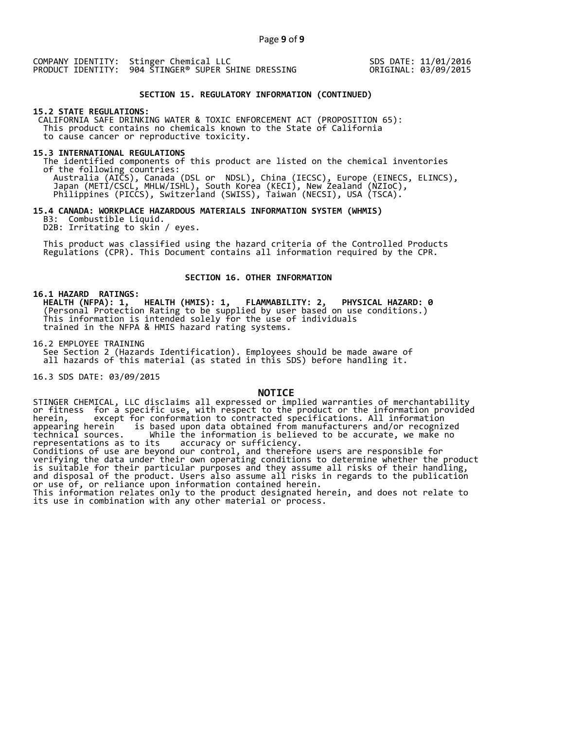## SECTION 15. REGULATORY INFORMATION (CONTINUED)

**15.2 STATE REGULATIONS:**

CALIFORNIA SAFE DRINKING WATER & TOXIC ENFORCEMENT ACT (PROPOSITION 65):
This product contains no chemicals known to the State of California to cause cancer or reproductive toxicity.

**15.3 INTERNATIONAL REGULATIONS**

The identified components of this product are listed on the chemical inventories of the following countries:
Australia (AICS), Canada (DSL or NDSL), China (IECSC), Europe (EINECS, ELINCS), Japan (METI/CSCL, MHLW/ISHL), South Korea (KECI), New Zealand (NZIoC), Philippines (PICCS), Switzerland (SWISS), Taiwan (NECSI), USA (TSCA).

**15.4 CANADA: WORKPLACE HAZARDOUS MATERIALS INFORMATION SYSTEM (WHMIS)**

B3: Combustible Liquid.
D2B: Irritating to skin / eyes.

This product was classified using the hazard criteria of the Controlled Products Regulations (CPR). This Document contains all information required by the CPR.

## SECTION 16. OTHER INFORMATION

**16.1 HAZARD RATINGS:**

**HEALTH (NFPA): 1, HEALTH (HMIS): 1, FLAMMABILITY: 2, PHYSICAL HAZARD: 0**
(Personal Protection Rating to be supplied by user based on use conditions.)
This information is intended solely for the use of individuals trained in the NFPA & HMIS hazard rating systems.

16.2 EMPLOYEE TRAINING

See Section 2 (Hazards Identification). Employees should be made aware of all hazards of this material (as stated in this SDS) before handling it.

16.3 SDS DATE: 03/09/2015

**NOTICE**

STINGER CHEMICAL, LLC disclaims all expressed or implied warranties of merchantability or fitness for a specific use, with respect to the product or the information provided herein, except for conformation to contracted specifications. All information appearing herein is based upon data obtained from manufacturers and/or recognized technical sources. While the information is believed to be accurate, we make no representations as to its accuracy or sufficiency.
Conditions of use are beyond our control, and therefore users are responsible for verifying the data under their own operating conditions to determine whether the product is suitable for their particular purposes and they assume all risks of their handling, and disposal of the product. Users also assume all risks in regards to the publication or use of, or reliance upon information contained herein.
This information relates only to the product designated herein, and does not relate to its use in combination with any other material or process.